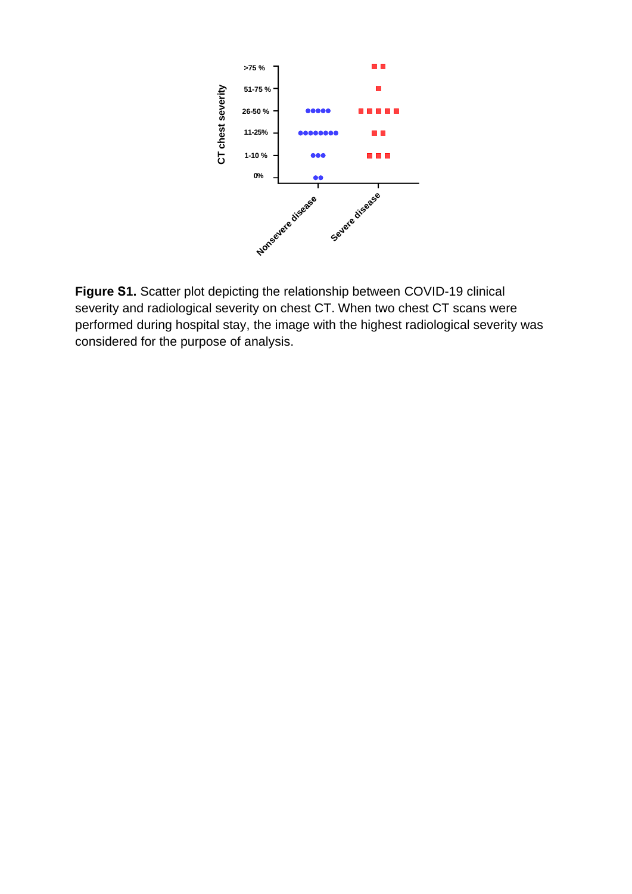**Figure S1.** Scatter plot depicting the relationship between COVID-19 clinical severity and radiological severity on chest CT. When two chest CT scans were performed during hospital stay, the image with the highest radiological severity was considered for the purpose of analysis.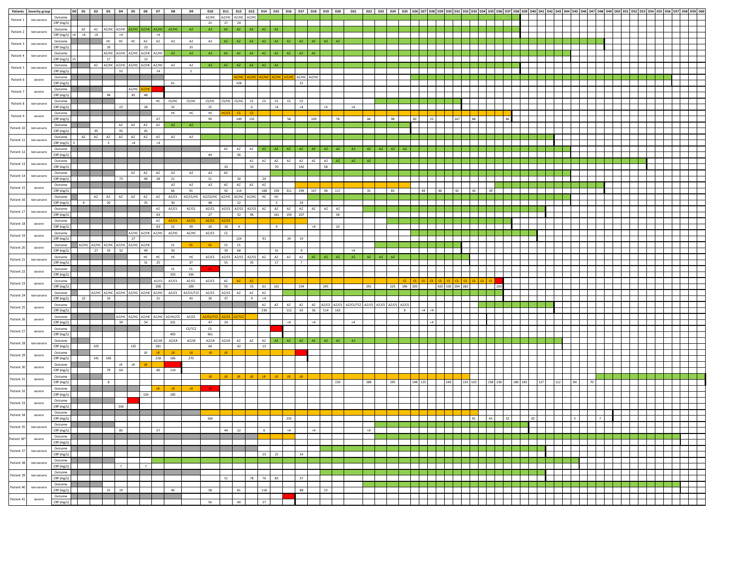| Patients | Severity group | | D0 | D1 | D2 | D3 | D4 | D5 | D6 | D7 | D8 | D9 | D10 | D11 | D12 | D13 | D14 | D15 | D16 | D17 | D18 | D19 | D20 | D21 | D22 | D23 | D24 | D25 | D26 | D27 | D28 | D29 | D30 | D31 | D32 | D33 | D34 | D35 | D36 | D37 | D38 | D39 | D40 | D41 | D42 | D43 | D44 | D45 | D46 | D47 | D48 | D49 | D50 | D51 | D52 | D53 | D54 | D55 | D56 | D57 | D58 | D59 | D60 |
|---|---|---|---|---|---|---|---|---|---|---|---|---|---|---|---|---|---|---|---|---|---|---|---|---|---|---|---|---|---|---|---|---|---|---|---|---|---|---|---|---|---|---|---|---|---|---|---|---|---|---|---|---|---|---|---|---|---|---|---|---|---|---|---|
| Patient 1 | non-severe | Outcome | | | | | | | | | | | AZ/HC | AZ/HC | AZ/HC | AZ/HC | | | | | | | | | | | | | | | | | | | | | | | | | | | | | | | | | | | | | | | | | | | | | | | |
| | | CRP (mg/L) | | | | | | | | | | | 22 | 27 | 24 | | | | | | | | | | | | | | | | | | | | | | | | | | | | | | | | | | | | | | | | | | | | | | | | |
| Patient 2 | non-severe | Outcome | | AZ | AZ | AZ/HC | AZ/HC | AZ/HC | AZ/HC | AZ/HC | AZ/HC | AZ | AZ | AZ | AZ | AZ | AZ | AZ | | | | | | | | | | | | | | | | | | | | | | | | | | | | | | | | | | | | | | | | | | | | |
| | | CRP (mg/L) | <4 | <4 | <4 | | <4 | | | <4 | | | | | | | | | | | | | | | | | | | | | | | | | | | | | | | | | | | | | | | | | | | | | | | | | | | | | |
| Patient 3 | non-severe | Outcome | | | | HC | HC | HC | AZ | AZ | AZ | AZ | AZ | AZ | AZ | AZ | AZ | AZ | AZ | AZ | AZ | AZ | AZ | | | | | | | | | | | | | | | | | | | | | | | | | | | | | | | | | | | | | | | | |
| | | CRP (mg/L) | | | | 29 | | | 23 | | | 33 | | | | | | | | | | | | | | | | | | | | | | | | | | | | | | | | | | | | | | | | | | | | | | | | | | | |
| Patient 4 | non-severe | Outcome | | | | AZ/HC | AZ/HC | AZ/HC | AZ/HC | AZ/HC | AZ | AZ | AZ | AZ | AZ | AZ | AZ | AZ | AZ | AZ | AZ | | | | | | | | | | | | | | | | | | | | | | | | | | | | | | | | | | | | | | | | | | |
| | | CRP (mg/L) | 15 | | | 17 | | | 12 | | | | | | | | | | | | | | | | | | | | | | | | | | | | | | | | | | | | | | | | | | | | | | | | | | | | | | |
| Patient 5 | non-severe | Outcome | | | AZ | AZ/HC | AZ/HC | AZ/HC | AZ/HC | AZ/HC | AZ | AZ | AZ | AZ | AZ | AZ | AZ | AZ | | | | | | | | | | | | | | | | | | | | | | | | | | | | | | | | | | | | | | | | | | | | | |
| | | CRP (mg/L) | | | | | 55 | | | 14 | | 5 | | | | | | | | | | | | | | | | | | | | | | | | | | | | | | | | | | | | | | | | | | | | | | | | | | | |
| Patient 6 | severe | Outcome | | | | | | | | | | | | | AZ/HC | AZ/HC | AZ/HC | AZ/HC | AZ/HC | AZ/HC | AZ/HC | | | | | | | | | | | | | | | | | | | | | | | | | | | | | | | | | | | | | | | | | | |
| | | CRP (mg/L) | | | | | | | | | 61 | | | | 328 | | | | | 22 | | | | | | | | | | | | | | | | | | | | | | | | | | | | | | | | | | | | | | | | | | | |
| Patient 7 | severe | Outcome | | | | | | AZ/HC | AZ/HC | | | | | | | | | | | | | | | | | | | | | | | | | | | | | | | | | | | | | | | | | | | | | | | | | | | | | | |
| | | CRP (mg/L) | | | | 94 | | 81 | 48 | | | | | | | | | | | | | | | | | | | | | | | | | | | | | | | | | | | | | | | | | | | | | | | | | | | | | | |
| Patient 8 | non-severe | Outcome | | | | | | | | HC | CS/HC | CS/HC | CS/HC | CS/HC | CS/HC | CS | CS | CS | CS | CS | CS | | | | | | | | | | | | | | | | | | | | | | | | | | | | | | | | | | | | | | | | | | |
| | | CRP (mg/L) | | | | | 22 | | 28 | | 32 | | 25 | | | 6 | | <4 | | <4 | | <4 | | <4 | | | | | | | | | | | | | | | | | | | | | | | | | | | | | | | | | | | | | | | |
| Patient 9 | severe | Outcome | | | | | | | | | HC | HC | HC | HC/CS | CS | CS | | | | | | | | | | | | | | | | | | | | | | | | | | | | | | | | | | | | | | | | | | | | | | | |
| | | CRP (mg/L) | | | | | | | | 67 | | | 99 | | 149 | 132 | | | 58 | | 109 | | 78 | | 44 | | 98 | | 82 | | 25 | | | 147 | | 86 | | | | 46 | | | | | | | | | | | | | | | | | | | | | | | |
| Patient 10 | non-severe | Outcome | | | | | AZ | AZ | AZ | AZ | AZ | AZ | | | | | | | | | | | | | | | | | | | | | | | | | | | | | | | | | | | | | | | | | | | | | | | | | | | |
| | | CRP (mg/L) | | | 95 | | 95 | | 45 | | | | | | | | | | | | | | | | | | | | | | | | | | | | | | | | | | | | | | | | | | | | | | | | | | | | | | |
| Patient 11 | non-severe | Outcome | | AZ | AZ | AZ | AZ | AZ | AZ | AZ | AZ | AZ | | | | | | | | | | | | | | | | | | | | | | | | | | | | | | | | | | | | | | | | | | | | | | | | | | |
| | | CRP (mg/L) | 5 | | | 5 | | <4 | | <4 | | | | | | | | | | | | | | | | | | | | | | | | | | | | | | | | | | | | | | | | | | | | | | | | | | | | | |
| Patient 12 | non-severe | Outcome | | | | | | | | | | | | AZ | AZ | AZ | AZ | AZ | AZ | AZ | AZ | AZ | AZ | AZ | AZ | AZ | AZ | AZ | | | | | | | | | | | | | | | | | | | | | | | | | | | | | | | | | | | |
| | | CRP (mg/L) | | | | | | | | | | | 44 | | 36 | | | | | | | | | | | | | | | | | | | | | | | | | | | | | | | | | | | | | | | | | | | | | | | | |
| Patient 13 | non-severe | Outcome | | | | | | | | | | | | | | AZ | AZ | AZ | AZ | AZ | AZ | AZ | AZ | AZ | AZ | | | | | | | | | | | | | | | | | | | | | | | | | | | | | | | | | | | | | | |
| | | CRP (mg/L) | | | | | | | | | | | | 33 | | 50 | | 70 | | 142 | | 58 | | | | | | | | | | | | | | | | | | | | | | | | | | | | | | | | | | | | | | | | | |
| Patient 14 | non-severe | Outcome | | | | | | AZ | AZ | AZ | AZ | AZ | AZ | AZ | | | | | | | | | | | | | | | | | | | | | | | | | | | | | | | | | | | | | | | | | | | | | | | | | |
| | | CRP (mg/L) | | | | | 73 | | 40 | 28 | 21 | | 51 | | 30 | | 24 | | | | | | | | | | | | | | | | | | | | | | | | | | | | | | | | | | | | | | | | | | | | | | |
| Patient 15 | severe | Outcome | | | | | | | | | AZ | AZ | AZ | AZ | AZ | AZ | AZ | | | | | | | | | | | | | | | | | | | | | | | | | | | | | | | | | | | | | | | | | | | | | | |
| | | CRP (mg/L) | | | | | | | | | 66 | 91 | | 92 | 114 | | 108 | 259 | 311 | 299 | 147 | 98 | 117 | | 35 | | 83 | | | 44 | | 46 | | 42 | | 42 | | 39 | | | | | | | | | | | | | | | | | | | | | | | | | |
| Patient 16 | non-severe | Outcome | | | AZ | AZ | AZ | AZ | AZ | AZ | AZ/CS | AZ/CS/HC | AZ/CS/HC | AZ/HC | AZ/HC | AZ/HC | HC | HC | | | | | | | | | | | | | | | | | | | | | | | | | | | | | | | | | | | | | | | | | | | | | |
| | | CRP (mg/L) | | 4 | | 20 | | | 35 | | 30 | | 48 | | 22 | | | 5 | | 24 | | | | | | | | | | | | | | | | | | | | | | | | | | | | | | | | | | | | | | | | | | | |
| Patient 17 | non-severe | Outcome | | | | | | | | AZ | AZ/CS | AZ/CS | AZ/CS | AZ/CS | AZ/CS | AZ/CS | AZ | AZ | AZ | AZ | AZ | AZ | AZ | | | | | | | | | | | | | | | | | | | | | | | | | | | | | | | | | | | | | | | | | | |
| | | CRP (mg/L) | | | | | | | | 63 | | | 27 | | 32 | 96 | | 161 | 159 | 207 | | | 58 | | | | | | | | | | | | | | | | | | | | | | | | | | | | | | | | | | | | | | | | |
| Patient 18 | severe | Outcome | | | | | | | | AZ | AZ/CS | AZ/CS | AZ/CS | AZ/CS | | | | | | | | | | | | | | | | | | | | | | | | | | | | | | | | | | | | | | | | | | | | | | | | | |
| | | CRP (mg/L) | | | | | | | | 63 | 52 | 39 | 20 | 10 | 4 | | | 9 | | | <4 | | 10 | | | | | | | | | | | | | | | | | | | | | | | | | | | | | | | | | | | | | | | | |
| Patient 19 | severe | Outcome | | | | | | AZ/HC | AZ/HC | AZ/HC | AZ/HC | AZ/HC | AZ/CS | CS | | | | | | | | | | | | | | | | | | | | | | | | | | | | | | | | | | | | | | | | | | | | | | | | | |
| | | CRP (mg/L) | | | | | | 27 | | | | | | | 124 | | 91 | | 24 | 19 | | | | | | | | | | | | | | | | | | | | | | | | | | | | | | | | | | | | | | | | | | | |
| Patient 20 | severe | Outcome | | AZ/HC | AZ/HC | AZ/HC | AZ/HC | AZ/HC | AZ/HC | | CS | CS | CS | CS | CS | | | | | | | | | | | | | | | | | | | | | | | | | | | | | | | | | | | | | | | | | | | | | | | | |
| | | CRP (mg/L) | | | 27 | 33 | 32 | | 49 | | 50 | | | 39 | 68 | | | 31 | | 9 | | | | <4 | | | | | | | | | | | | | | | | | | | | | | | | | | | | | | | | | | | | | | | |
| Patient 21 | non-severe | Outcome | | | | | | | HC | HC | HC | HC | AZ/CS | AZ/CS | AZ/CS | AZ/CS | AZ | AZ | AZ | AZ | AZ | AZ | AZ | AZ | AZ | AZ | AZ | | | | | | | | | | | | | | | | | | | | | | | | | | | | | | | | | | | | | | |
| | | CRP (mg/L) | | | | | | | 31 | 25 | | 37 | | 55 | | 35 | | 17 | | 7 | | | | | | | | | | | | | | | | | | | | | | | | | | | | | | | | | | | | | | | | | | | |
| Patient 22 | severe | Outcome | | | | | | | | | CS | CS | CS | | | | | | | | | | | | | | | | | | | | | | | | | | | | | | | | | | | | | | | | | | | | | | | | | | |
| | | CRP (mg/L) | | | | | | | | | 333 | 336 | | | | | | | | | | | | | | | | | | | | | | | | | | | | | | | | | | | | | | | | | | | | | | | | | | | |
| Patient 23 | severe | Outcome | | | | | | | | AZ/CS | AZ/CS | AZ/CS | AZ/CS | AZ | AZ | AZ | | | | | | | | | | | | CS | CS | CS | CS | CS | CS | CS | CS | CS | CS | CS | | | | | | | | | | | | | | | | | | | | | | | | | |
| | | CRP (mg/L) | | | | | | | | 208 | | 109 | | 55 | | 55 | 61 | 101 | | 234 | | 245 | | | 291 | | 225 | 196 | 205 | | | | 420 | 330 | 294 | 282 | | | 203 | | | | | | | | | | | | | | | | | | | | | | | | |
| Patient 24 | non-severe | Outcome | | | AZ/HC | AZ/HC | AZ/HC | AZ/HC | AZ/HC | AZ/HC | AZ/CS | AZ/CS/TCZ | AZ/CS | AZ/CS | AZ | AZ | AZ | | | | | | | | | | | | | | | | | | | | | | | | | | | | | | | | | | | | | | | | | | | | | |
| | | CRP (mg/L) | | 22 | | 10 | | | | 21 | | 43 | 30 | 37 | | 9 | <4 | | | | | | | | | | | | | | | | | | | | | | | | | | | | | | | | | | | | | | | | | | | | | | |
| Patient 25 | severe | Outcome | | | | | | | | | | | | | | | AZ | AZ | AZ | AZ | AZ | AZ/CS | AZ/CS | AZ/CS/TCZ | AZ/CS | AZ/CS | AZ/CS | AZ/CS | | | | | | | | | | | | | | | | | | | | | | | | | | | | | | | | | | | |
| | | CRP (mg/L) | | | | | | | | | | | | | | | 230 | | 112 | 65 | 56 | 114 | 163 | | | | | 9 | | <4 | <4 | | | | | | | | | | | | | | | | | | | | | | | | | | | | | | | | |
| Patient 26 | severe | Outcome | | | | | AZ/HC | AZ/HC | AZ/HC | AZ/HC | AZ/HC/CS | AZ/CS | AZ/CS/TCZ | AZ/CS | CS/TCZ | | | | | | | | | | | | | | | | | | | | | | | | | | | | | | | | | | | | | | | | | | | | | | | | |
| | | CRP (mg/L) | | | | | 39 | | 54 | | 101 | | 47 | 24 | | | | | <4 | | <4 | | | <4 | | | | | | | <4 | | | | | | | | | | | | | | | | | | | | | | | | | | | | | | | | |
| Patient 27 | severe | Outcome | | | | | | | | | | CS/TCZ | CS | | | | | | | | | | | | | | | | | | | | | | | | | | | | | | | | | | | | | | | | | | | | | | | | | | |
| | | CRP (mg/L) | | | | | | | | | 403 | | 361 | | | | | | | | | | | | | | | | | | | | | | | | | | | | | | | | | | | | | | | | | | | | | | | | | | |
| Patient 28 | non-severe | Outcome | | | | | | | | AZ/LR | AZ/LR | AZ/LR | AZ/LR | AZ/LR | AZ | AZ | AZ | AZ | AZ | AZ | AZ | AZ | AZ | AZ | | | | | | | | | | | | | | | | | | | | | | | | | | | | | | | | | | | | | | | |
| | | CRP (mg/L) | | | 105 | | | 135 | | 281 | | | 64 | | 42 | | 13 | | | | | | | | | | | | | | | | | | | | | | | | | | | | | | | | | | | | | | | | | | | | | | |
| Patient 29 | severe | Outcome | | | | | | | LR | LR | LR | LR | LR | LR | | | | | | | | | | | | | | | | | | | | | | | | | | | | | | | | | | | | | | | | | | | | | | | | | |
| | | CRP (mg/L) | | | 141 | 166 | | | | 218 | 166 | 270 | | | | | | | | | | | | | | | | | | | | | | | | | | | | | | | | | | | | | | | | | | | | | | | | | | | |
| Patient 30 | severe | Outcome | | | | | LR | LR | LR | | | | | | | | | | | | | | | | | | | | | | | | | | | | | | | | | | | | | | | | | | | | | | | | | | | | | | |
| | | CRP (mg/L) | | | | 79 | 64 | | | 80 | 114 | | | | | | | | | | | | | | | | | | | | | | | | | | | | | | | | | | | | | | | | | | | | | | | | | | | | |
| Patient 31 | severe | Outcome | | | | | | | | | | | LR | LR | LR | LR | LR | LR | LR | LR | | | | | | | | | | | | | | | | | | | | | | | | | | | | | | | | | | | | | | | | | | | |
| | | CRP (mg/L) | | | | 8 | | | | | | | | | | | | | | | | | 220 | | 288 | | 295 | | 148 | 125 | | | 249 | | 133 | 103 | | 258 | 236 | | 180 | 183 | | 127 | | 112 | | 84 | | 70 | | | | | | | | | | | | | |
| Patient 32 | severe | Outcome | | | | | | | | LR | LR | LR | LR | | | | | | | | | | | | | | | | | | | | | | | | | | | | | | | | | | | | | | | | | | | | | | | | | | | |
| | | CRP (mg/L) | | | | | | | 126 | | 185 | | | | | | | | | | | | | | | | | | | | | | | | | | | | | | | | | | | | | | | | | | | | | | | | | | | | | |
| Patient 33 | severe | Outcome | | | | | | | | | | | | | | | | | | | | | | | | | | | | | | | | | | | | | | | | | | | | | | | | | | | | | | | | | | | | | |
| | | CRP (mg/L) | | | | | 236 | | | | | | | | | | | | | | | | | | | | | | | | | | | | | | | | | | | | | | | | | | | | | | | | | | | | | | | | |
| Patient 34 | severe | Outcome | | | | | | | | | | | | | | | | | | | | | | | | | | | | | | | | | | | | | | | | | | | | | | | | | | | | | | | | | | | | | |
| | | CRP (mg/L) | | | | | | | | | | | 166 | | | | | | 235 | | | | | | | | | | | | | | | | | 81 | | 63 | | 32 | | | 20 | | | | | 5 | | | | 7 | | | | | | | | | | | |
| Patient 35 | non-severe | Outcome | | | | | | | | | | | | | | | | | | | | | | | | | | | | | | | | | | | | | | | | | | | | | | | | | | | | | | | | | | | | | |
| | | CRP (mg/L) | | | | | 85 | | | 57 | | | | 44 | 22 | | 6 | | <4 | | <4 | | | | <4 | | | | | | | | | | | | | | | | | | | | | | | | | | | | | | | | | | | | | | |
| Patient 36* | severe | Outcome | | | | | | | | | | | | | | | | | | | | | | | | | | | | | | | | | | | | | | | | | | | | | | | | | | | | | | | | | | | | | |
| | | CRP (mg/L) | | | | | | | | | | | | | | | | | | | | | | | | | | | | | | | | | | | | | | | | | | | | | | | | | | | | | | | | | | | | | |
| Patient 37 | non-severe | Outcome | | | | | | | | | | | | | | | | | | | | | | | | | | | | | | | | | | | | | | | | | | | | | | | | | | | | | | | | | | | | | |
| | | CRP (mg/L) | | | | | | | | | | | | | | | 23 | 21 | | 14 | | | | | | | | | | | | | | | | | | | | | | | | | | | | | | | | | | | | | | | | | | | |
| Patient 38 | non-severe | Outcome | | | | | | | | | | | | | | | | | | | | | | | | | | | | | | | | | | | | | | | | | | | | | | | | | | | | | | | | | | | | | |
| | | CRP (mg/L) | | | | | 7 | | 7 | | | | | | | | | | | | | | | | | | | | | | | | | | | | | | | | | | | | | | | | | | | | | | | | | | | | | | | |
| Patient 39 | non-severe | Outcome | | | | | | | | | | | | | | | | | | | | | | | | | | | | | | | | | | | | | | | | | | | | | | | | | | | | | | | | | | | | | |
| | | CRP (mg/L) | | | | | | | | | | | | 51 | | 78 | 76 | 83 | | 37 | | | | | | | | | | | | | | | | | | | | | | | | | | | | | | | | | | | | | | | | | | | |
| Patient 40 | non-severe | Outcome | | | | | | | | | | | | | | | | | | | | | | | | | | | | | | | | | | | | | | | | | | | | | | | | | | | | | | | | | | | | | |
| | | CRP (mg/L) | | | | 15 | 19 | | | | 46 | | 58 | | 81 | | 118 | | | 88 | | 53 | | | | | | | | | | | | | | | | | | | | | | | | | | | | | | | | | | | | | | | | | |
| Patient 41 | severe | Outcome | | | | | | | | | | | | | | | | | | | | | | | | | | | | | | | | | | | | | | | | | | | | | | | | | | | | | | | | | | | | | |
| | | CRP (mg/L) | | | | | | | | | | | 56 | | 40 | | 27 | | | | | | | | | | | | | | | | | | | | | | | | | | | | | | | | | | | | | | | | | | | | | | |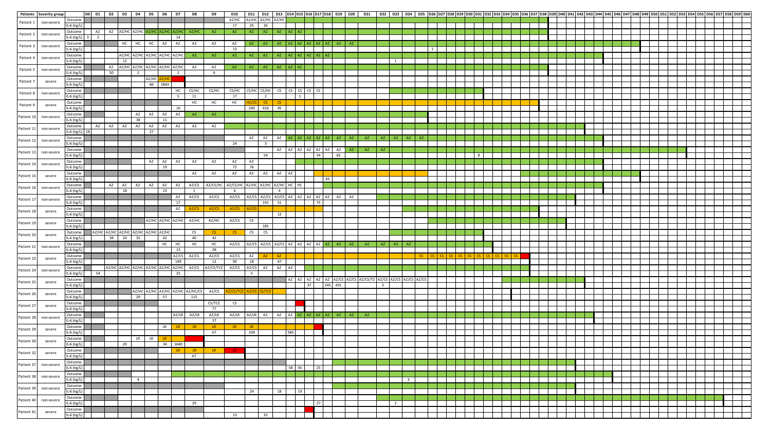| Patients | Severity group | | D0 | D1 | D2 | D3 | D4 | D5 | D6 | D7 | D8 | D9 | D10 | D11 | D12 | D13 | D14 | D15 | D16 | D17 | D18 | D19 | D20 | D21 | D22 | D23 | D24 | D25 | D26 | D27 | D28 | D29 | D30 | D31 | D32 | D33 | D34 | D35 | D36 | D37 | D38 | D39 | D40 | D41 | D42 | D43 | D44 | D45 | D46 | D47 | D48 | D49 | D50 | D51 | D52 | D53 | D54 | D55 | D56 | D57 | D58 | D59 | D60 |
|---|---|---|---|---|---|---|---|---|---|---|---|---|---|---|---|---|---|---|---|---|---|---|---|---|---|---|---|---|---|---|---|---|---|---|---|---|---|---|---|---|---|---|---|---|---|---|---|---|---|---|---|---|---|---|---|---|---|---|---|---|---|---|---|
| Patient 1 | non-severe | Outcome | | | | | | | | | | | AZ/HC | AZ/HC | AZ/HC | AZ/HC | | | | | | | | | | | | | | | | | | | | | | | | | | | | | | | | | | | | | | | | | | | | | | | |
| | | IL-6 (ng/L) | | | | | | | | | | | 17 | 25 | 26 | | | | | | | | | | | | | | | | | | | | | | | | | | | | | | | | | | | | | | | | | | | | | | | | |
| Patient 2 | non-severe | Outcome | | AZ | AZ | AZ/HC | AZ/HC | AZ/HC | AZ/HC | AZ/HC | AZ/HC | AZ | AZ | AZ | AZ | AZ | AZ | AZ | | | | | | | | | | | | | | | | | | | | | | | | | | | | | | | | | | | | | | | | | | | | | |
| | | IL-6 (ng/L) | 3 | 2 | | | | | | 14 | | | | | | | | | | | | | | | | | | | | | | | | | | | | | | | | | | | | | | | | | | | | | | | | | | | | | |
| Patient 3 | non-severe | Outcome | | | | HC | HC | HC | AZ | AZ | AZ | AZ | AZ | AZ | AZ | AZ | AZ | AZ | AZ | AZ | AZ | AZ | AZ | | | | | | | | | | | | | | | | | | | | | | | | | | | | | | | | | | | | | | | | |
| | | IL-6 (ng/L) | | | | | | | | | | | 13 | | | | | | | | | | | | | | | | 1 | | | | | | | | | | | | | | | | | | | | | | | | | | | | | | | | | | |
| Patient 4 | non-severe | Outcome | | | | AZ/HC | AZ/HC | AZ/HC | AZ/HC | AZ/HC | AZ | AZ | AZ | AZ | AZ | AZ | AZ | AZ | AZ | AZ | AZ | | | | | | | | | | | | | | | | | | | | | | | | | | | | | | | | | | | | | | | | | | |
| | | IL-6 (ng/L) | | | | 12 | | | | | | | | | | | | | | | | | | | | 1 | | | | | | | | | | | | | | | | | | | | | | | | | | | | | | | | | | | | | |
| Patient 5 | non-severe | Outcome | | | AZ | AZ/HC | AZ/HC | AZ/HC | AZ/HC | AZ/HC | AZ | AZ | AZ | AZ | AZ | AZ | AZ | AZ | | | | | | | | | | | | | | | | | | | | | | | | | | | | | | | | | | | | | | | | | | | | | |
| | | IL-6 (ng/L) | | | 50 | | 2 | | | 2 | | 6 | | | | | | | | | | | | | | | | | | | | | | | | | | | | | | | | | | | | | | | | | | | | | | | | | | | |
| Patient 7 | severe | Outcome | | | | | | AZ/HC | AZ/HC | | | | | | | | | | | | | | | | | | | | | | | | | | | | | | | | | | | | | | | | | | | | | | | | | | | | | | |
| | | IL-6 (ng/L) | | | | | | 66 | 1843 | | | | | | | | | | | | | | | | | | | | | | | | | | | | | | | | | | | | | | | | | | | | | | | | | | | | | | |
| Patient 8 | non-severe | Outcome | | | | | | | | HC | CS/HC | CS/HC | CS/HC | CS/HC | CS/HC | CS | CS | CS | CS | CS | | | | | | | | | | | | | | | | | | | | | | | | | | | | | | | | | | | | | | | | | | | | | |
| | | IL-6 (ng/L) | | | | | | | | 5 | 11 | | 17 | | 2 | | | 1 | | | | | | | | | | | | | | | | | | | | | | | | | | | | | | | | | | | | | | | | | | | | | |
| Patient 9 | severe | Outcome | | | | | | | | | HC | HC | HC | HC/CS | CS | CS | | | | | | | | | | | | | | | | | | | | | | | | | | | | | | | | | | | | | | | | | | | | | | | |
| | | IL-6 (ng/L) | | | | | | | | 16 | | | | 240 | 416 | 45 | | | | | | | | | | | | | | | | | | | | | | | | | | | | | | | | | | | | | | | | | | | | | | | |
| Patient 10 | non-severe | Outcome | | | | | AZ | AZ | AZ | AZ | AZ | AZ | | | | | | | | | | | | | | | | | | | | | | | | | | | | | | | | | | | | | | | | | | | | | | | | | | | |
| | | IL-6 (ng/L) | | | | | 38 | | 11 | | | | | | | | | | | | | | | | | | | | | | | | | | | | | | | | | | | | | | | | | | | | | | | | | | | | | | |
| Patient 11 | non-severe | Outcome | | AZ | AZ | AZ | AZ | AZ | AZ | AZ | AZ | AZ | | | | | | | | | | | | | | | | | | | | | | | | | | | | | | | | | | | | | | | | | | | | | | | | | | | |
| | | IL-6 (ng/L) | 18 | | | | | 27 | | | | | | | | | | | | | | | | | | | | | | | | | | | | | | | | | | | | | | | | | | | | | | | | | | | | | | | |
| Patient 12 | non-severe | Outcome | | | | | | | | | | | | AZ | AZ | AZ | AZ | AZ | AZ | AZ | AZ | AZ | AZ | AZ | AZ | AZ | AZ | AZ | | | | | | | | | | | | | | | | | | | | | | | | | | | | | | | | | | | | |
| | | IL-6 (ng/L) | | | | | | | | | | | 24 | 3 | | | | | | | | | | | | | | | | | | | | | | | | | | | | | | | | | | | | | | | | | | | | | | | | | |
| Patient 13 | non-severe | Outcome | | | | | | | | | | | | | | AZ | AZ | AZ | AZ | AZ | AZ | AZ | AZ | AZ | AZ | | | | | | | | | | | | | | | | | | | | | | | | | | | | | | | | | | | | | | | |
| | | IL-6 (ng/L) | | | | | | | | | | | | | 54 | | | | | | 34 | 65 | | | | | | | | | | | | 8 | | | | | | | | | | | | | | | | | | | | | | | | | | | | | | |
| Patient 14 | non-severe | Outcome | | | | | | AZ | AZ | AZ | AZ | AZ | AZ | AZ | | | | | | | | | | | | | | | | | | | | | | | | | | | | | | | | | | | | | | | | | | | | | | | | | | |
| | | IL-6 (ng/L) | | | | | | | 19 | | | | 72 | 76 | | | | | | | | | | | | | | | | | | | | | | | | | | | | | | | | | | | | | | | | | | | | | | | | | |
| Patient 15 | severe | Outcome | | | | | | | | | AZ | AZ | AZ | AZ | AZ | AZ | AZ | | | | | | | | | | | | | | | | | | | | | | | | | | | | | | | | | | | | | | | | | | | | | | | |
| | | IL-6 (ng/L) | | | | | | | | | | | | | | | | | | | 65 | | | | | | | | | | | | | | | | | | | | | | | | | | | | | | | | | | | | | | | | | | |
| Patient 16 | non-severe | Outcome | | | AZ | AZ | AZ | AZ | AZ | AZ | AZ/CS | AZ/CS/HC | AZ/CS/HC | AZ/HC | AZ/HC | AZ/HC | HC | HC | | | | | | | | | | | | | | | | | | | | | | | | | | | | | | | | | | | | | | | | | | | | | | | |
| | | IL-6 (ng/L) | | | | 18 | | | 23 | | 1 | | 6 | | | 4 | | | | | | | | | | | | | | | | | | | | | | | | | | | | | | | | | | | | | | | | | | | | | | | | |
| Patient 17 | non-severe | Outcome | | | | | | | | AZ | AZ/CS | AZ/CS | AZ/CS | AZ/CS | AZ/CS | AZ/CS | AZ | AZ | AZ | AZ | AZ | AZ | AZ | | | | | | | | | | | | | | | | | | | | | | | | | | | | | | | | | | | | | | | | | | |
| | | IL-6 (ng/L) | | | | | | | | 17 | | | | | 141 | 51 | | | | 75 | | | | | | | | | | | | | | | | | | | | | | | | | | | | | | | | | | | | | | | | | | | | |
| Patient 18 | severe | Outcome | | | | | | | | AZ | AZ/CS | AZ/CS | AZ/CS | AZ/CS | | | | | | | | | | | | | | | | | | | | | | | | | | | | | | | | | | | | | | | | | | | | | | | | | | |
| | | IL-6 (ng/L) | | | | | | | | | | | | | | 12 | | | | | | | | | | | | | | | | | | | | | | | | | | | | | | | | | | | | | | | | | | | | | | | |
| Patient 19 | severe | Outcome | | | | | | AZ/HC | AZ/HC | AZ/HC | AZ/HC | AZ/HC | AZ/CS | CS | | | | | | | | | | | | | | | | | | | | | | | | | | | | | | | | | | | | | | | | | | | | | | | | | | |
| | | IL-6 (ng/L) | | | | | | | | | | | | | 185 | | | | | | | | | | | | | | | | | | | | | | | | | | | | | | | | | | | | | | | | | | | | | | | | |
| Patient 20 | severe | Outcome | | AZ/HC | AZ/HC | AZ/HC | AZ/HC | AZ/HC | AZ/HC | | CS | CS | CS | CS | CS | | | | | | | | | | | | | | | | | | | | | | | | | | | | | | | | | | | | | | | | | | | | | | | | | |
| | | IL-6 (ng/L) | | | 38 | 24 | 35 | | 42 | | 40 | 42 | | | | | | | | | | | | | | | | | | | | | | | | | | | | | | | | | | | | | | | | | | | | | | | | | | | |
| Patient 21 | non-severe | Outcome | | | | | | | HC | HC | HC | HC | AZ/CS | AZ/CS | AZ/CS | AZ/CS | AZ | AZ | AZ | AZ | AZ | AZ | AZ | AZ | AZ | AZ | AZ | | | | | | | | | | | | | | | | | | | | | | | | | | | | | | | | | | | | | | |
| | | IL-6 (ng/L) | | | | | | | | 13 | | 28 | | | | | | | | | | | | | | | | | | | | | | | | | | | | | | | | | | | | | | | | | | | | | | | | | | | |
| Patient 23 | severe | Outcome | | | | | | | | AZ/CS | AZ/CS | AZ/CS | AZ/CS | AZ | AZ | AZ | | | | | | | | | | | | CS | CS | CS | CS | CS | CS | CS | CS | CS | CS | CS | | | | | | | | | | | | | | | | | | | | | | | | | |
| | | IL-6 (ng/L) | | | | | | | | 149 | | 12 | 90 | 18 | | 47 | | | | | | | | | | | | | | | | | | | | | | | | | | | | | | | | | | | | | | | | | | | | | | | |
| Patient 24 | non-severe | Outcome | | | AZ/HC | AZ/HC | AZ/HC | AZ/HC | AZ/HC | AZ/HC | AZ/CS | AZ/CS/TCZ | AZ/CS | AZ/CS | AZ | AZ | AZ | | | | | | | | | | | | | | | | | | | | | | | | | | | | | | | | | | | | | | | | | | | | | | |
| | | IL-6 (ng/L) | | 54 | | | | | | 25 | | | | 5 | | | | | | | | | | | | | | | | | | | | | | | | | | | | | | | | | | | | | | | | | | | | | | | | | |
| Patient 25 | severe | Outcome | | | | | | | | | | | | | | | AZ | AZ | AZ | AZ | AZ | AZ/CS | AZ/CS | AZ/CS/TZ | AZ/CS | AZ/CS | AZ/CS | AZ/CS | | | | | | | | | | | | | | | | | | | | | | | | | | | | | | | | | | | | |
| | | IL-6 (ng/L) | | | | | | | | | | | | | | | | | 37 | | 245 | 431 | | | 3 | | | | | | | | | | | | | | | | | | | | | | | | | | | | | | | | | | | | | | | |
| Patient 26 | severe | Outcome | | | | | AZ/HC | AZ/HC | AZ/HC | AZ/HC | AZ/HC/CS | AZ/CS | AZ/CS/TCZ | AZ/CS | CS/TCZ | | | | | | | | | | | | | | | | | | | | | | | | | | | | | | | | | | | | | | | | | | | | | | | | | | |
| | | IL-6 (ng/L) | | | | | 29 | | 57 | | 115 | | | | | | | | | | | | | | | | | | | | | | | | | | | | | | | | | | | | | | | | | | | | | | | | | | | | | |
| Patient 27 | severe | Outcome | | | | | | | | | | CS/TCZ | CS | | | | | | | | | | | | | | | | | | | | | | | | | | | | | | | | | | | | | | | | | | | | | | | | | | |
| | | IL-6 (ng/L) | | | | | | | | | | 77 | | | | | | | | | | | | | | | | | | | | | | | | | | | | | | | | | | | | | | | | | | | | | | | | | | | | |
| Patient 28 | non-severe | Outcome | | | | | | | | AZ/LR | AZ/LR | AZ/LR | AZ/LR | AZ/LR | AZ | AZ | AZ | AZ | AZ | AZ | AZ | AZ | AZ | AZ | | | | | | | | | | | | | | | | | | | | | | | | | | | | | | | | | | | | | | | |
| | | IL-6 (ng/L) | | | | | | | | | | 37 | | | | | | | | | | | | | | | | | | | | | | | | | | | | | | | | | | | | | | | | | | | | | | | | | | | | |
| Patient 29 | severe | Outcome | | | | | | | LR | LR | LR | LR | LR | LR | | | | | | | | | | | | | | | | | | | | | | | | | | | | | | | | | | | | | | | | | | | | | | | | | |
| | | IL-6 (ng/L) | | | | | | | | | | 67 | | 104 | | 585 | | | | | | | | | | | | | | | | | | | | | | | | | | | | | | | | | | | | | | | | | | | | | | | |
| Patient 30 | severe | Outcome | | | | | LR | LR | LR | | | | | | | | | | | | | | | | | | | | | | | | | | | | | | | | | | | | | | | | | | | | | | | | | | | | | | | |
| | | IL-6 (ng/L) | | | | 20 | | | 34 | 1640 | | | | | | | | | | | | | | | | | | | | | | | | | | | | | | | | | | | | | | | | | | | | | | | | | | | | | |
| Patient 32 | severe | Outcome | | | | | | | | LR | LR | LR | LR | | | | | | | | | | | | | | | | | | | | | | | | | | | | | | | | | | | | | | | | | | | | | | | | | | |
| | | IL-6 (ng/L) | | | | | | | | | 67 | | | | | | | | | | | | | | | | | | | | | | | | | | | | | | | | | | | | | | | | | | | | | | | | | | | | |
| Patient 37 | non-severe | Outcome | | | | | | | | | | | | | | | | | | | | | | | | | | | | | | | | | | | | | | | | | | | | | | | | | | | | | | | | | | | | | |
| | | IL-6 (ng/L) | | | | | | | | | | | | | | | 58 | 45 | | 25 | | | | | | | | | | | | | | | | | | | | | | | | | | | | | | | | | | | | | | | | | | | |
| Patient 38 | non-severe | Outcome | | | | | | | | | | | | | | | | | | | | | | | | | | | | | | | | | | | | | | | | | | | | | | | | | | | | | | | | | | | | | |
| | | IL-6 (ng/L) | | | | | 4 | | | | | | | | | | | | | | | | | | | | 3 | | | | | | | | | | | | | | | | | | | | | | | | | | | | | | | | | | | | | | |
| Patient 39 | non-severe | Outcome | | | | | | | | | | | | | | | | | | | | | | | | | | | | | | | | | | | | | | | | | | | | | | | | | | | | | | | | | | | | | |
| | | IL-6 (ng/L) | | | | | | | | | | | | 24 | | 18 | | 19 | | | | | | | | | | | | | | | | | | | | | | | | | | | | | | | | | | | | | | | | | | | | | |
| Patient 40 | non-severe | Outcome | | | | | | | | | | | | | | | | | | | | | | | | | | | | | | | | | | | | | | | | | | | | | | | | | | | | | | | | | | | | | |
| | | IL-6 (ng/L) | | | | | | | | | 29 | | | | | | | | | | 27 | | | | | 2 | | | | | | | | | | | | | | | | | | | | | | | | | | | | | | | | | | | | | | |
| Patient 41 | severe | Outcome | | | | | | | | | | | | | | | | | | | | | | | | | | | | | | | | | | | | | | | | | | | | | | | | | | | | | | | | | | | | | |
| | | IL-6 (ng/L) | | | | | | | | | | | 13 | | 32 | | | | | | | | | | | | | | | | | | | | | | | | | | | | | | | | | | | | | | | | | | | | | | | | |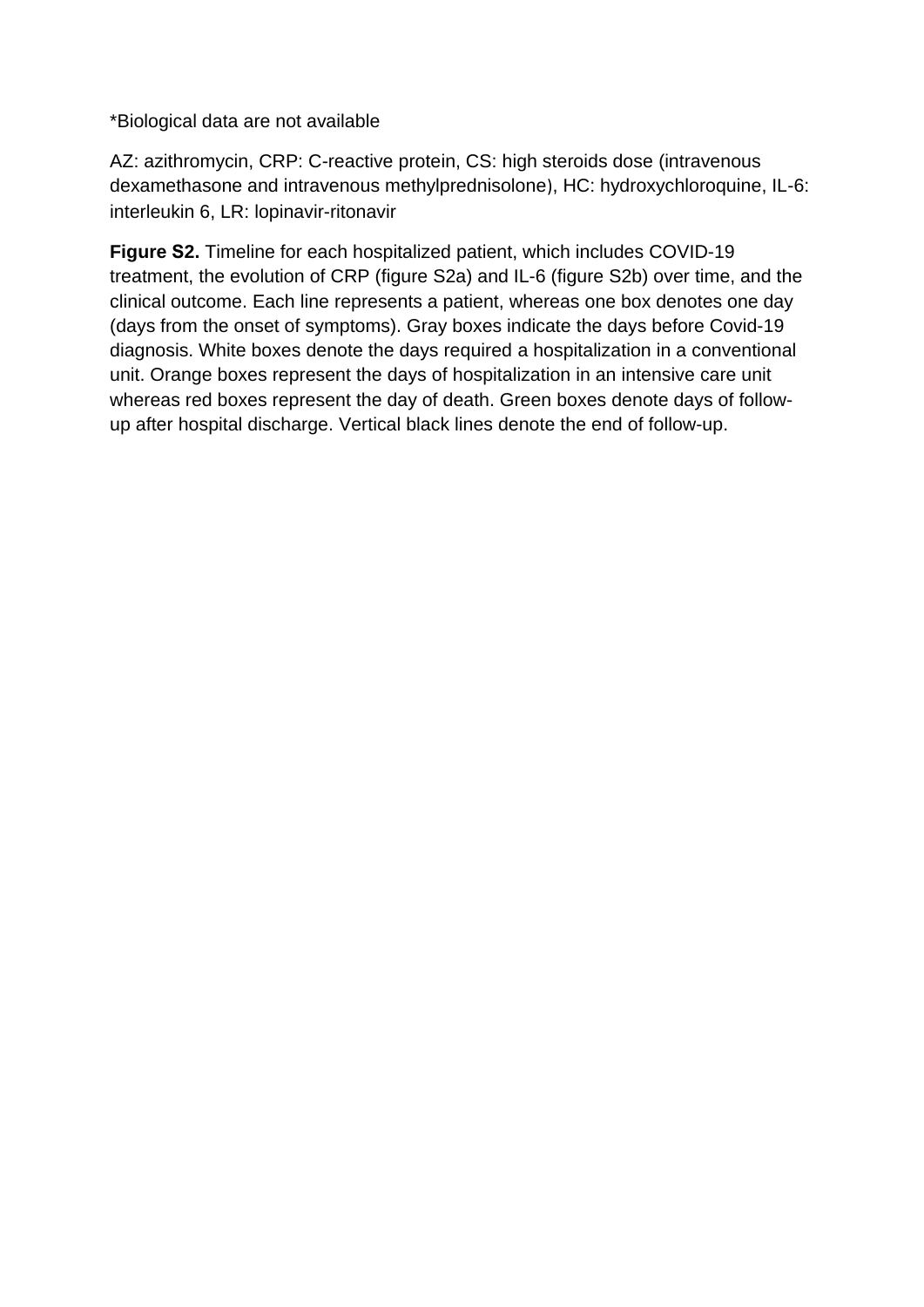*Biological data are not available

AZ: azithromycin, CRP: C-reactive protein, CS: high steroids dose (intravenous dexamethasone and intravenous methylprednisolone), HC: hydroxychloroquine, IL-6: interleukin 6, LR: lopinavir-ritonavir

**Figure S2.** Timeline for each hospitalized patient, which includes COVID-19 treatment, the evolution of CRP (figure S2a) and IL-6 (figure S2b) over time, and the clinical outcome. Each line represents a patient, whereas one box denotes one day (days from the onset of symptoms). Gray boxes indicate the days before Covid-19 diagnosis. White boxes denote the days required a hospitalization in a conventional unit. Orange boxes represent the days of hospitalization in an intensive care unit whereas red boxes represent the day of death. Green boxes denote days of follow-up after hospital discharge. Vertical black lines denote the end of follow-up.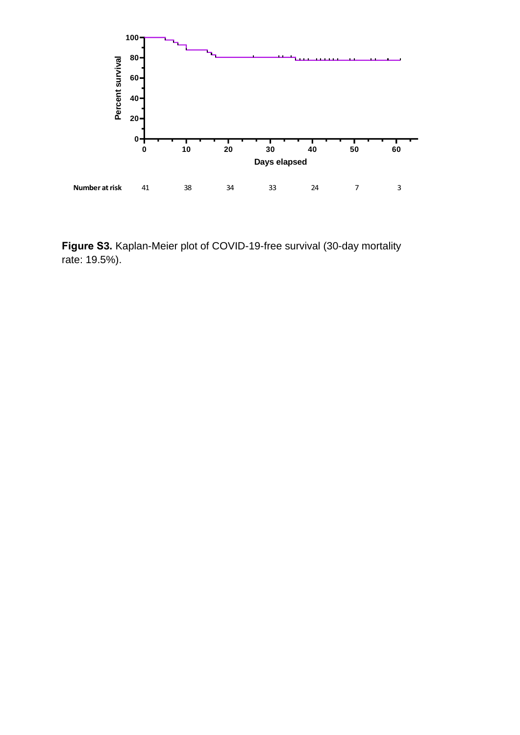100
80
60
40
20
0

Percent survival

0 10 20 30 40 50 60

Days elapsed

Number at risk 41 38 34 33 24 7 3

**Figure S3.** Kaplan-Meier plot of COVID-19-free survival (30-day mortality rate: 19.5%).